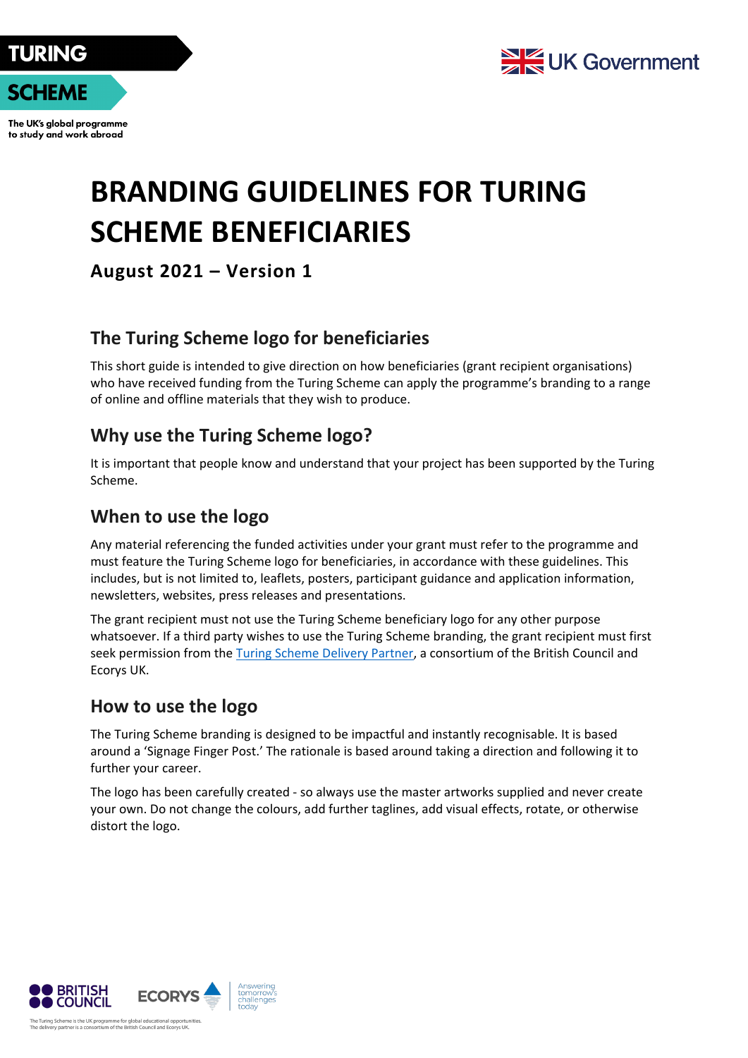# BRANDING GUIDELINES FOR TURING SCHEME BENEFICIARIES

**August 2021 – Version 1**

## The Turing Scheme logo for beneficiaries

This short guide is intended to give direction on how beneficiaries (grant recipient organisations) who have received funding from the Turing Scheme can apply the programme's branding to a range of online and offline materials that they wish to produce.

## Why use the Turing Scheme logo?

It is important that people know and understand that your project has been supported by the Turing Scheme.

## When to use the logo

Any material referencing the funded activities under your grant must refer to the programme and must feature the Turing Scheme logo for beneficiaries, in accordance with these guidelines. This includes, but is not limited to, leaflets, posters, participant guidance and application information, newsletters, websites, press releases and presentations.

The grant recipient must not use the Turing Scheme beneficiary logo for any other purpose whatsoever. If a third party wishes to use the Turing Scheme branding, the grant recipient must first seek permission from the Turing Scheme Delivery Partner, a consortium of the British Council and Ecorys UK.

## How to use the logo

The Turing Scheme branding is designed to be impactful and instantly recognisable. It is based around a 'Signage Finger Post.' The rationale is based around taking a direction and following it to further your career.

The logo has been carefully created - so always use the master artworks supplied and never create your own. Do not change the colours, add further taglines, add visual effects, rotate, or otherwise distort the logo.

The Turing Scheme is the UK programme for global educational opportunities.
The delivery partner is a consortium of the British Council and Ecorys UK.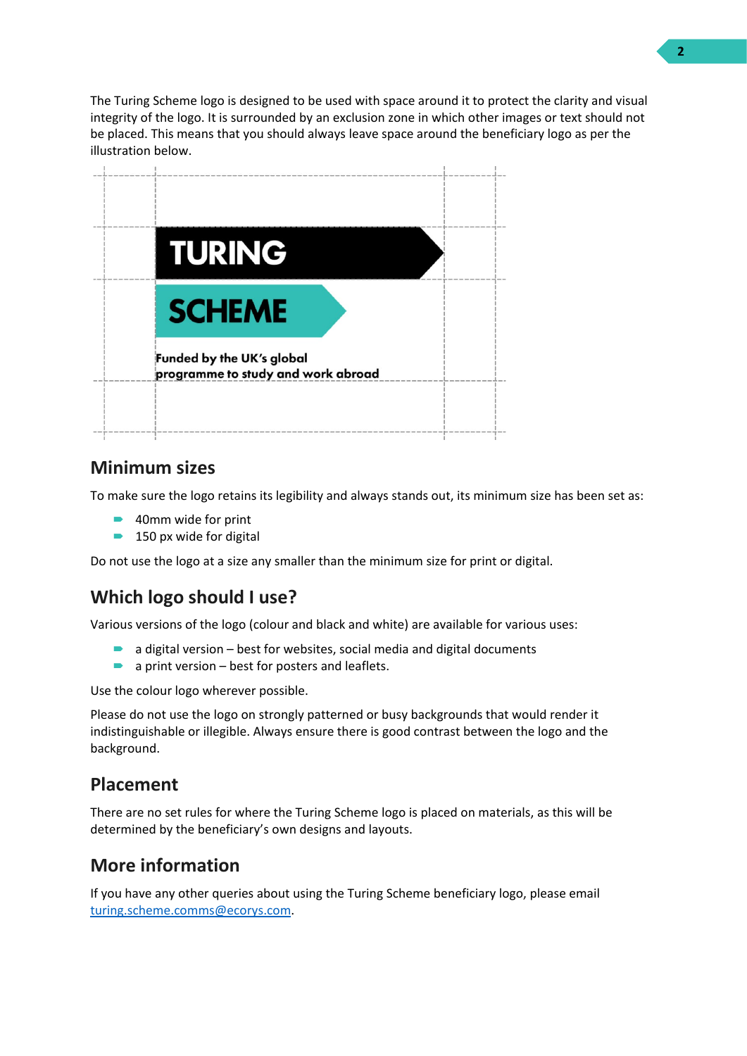The Turing Scheme logo is designed to be used with space around it to protect the clarity and visual integrity of the logo. It is surrounded by an exclusion zone in which other images or text should not be placed. This means that you should always leave space around the beneficiary logo as per the illustration below.

TURING

SCHEME

Funded by the UK's global programme to study and work abroad

## Minimum sizes

To make sure the logo retains its legibility and always stands out, its minimum size has been set as:

- 40mm wide for print
- 150 px wide for digital

Do not use the logo at a size any smaller than the minimum size for print or digital.

## Which logo should I use?

Various versions of the logo (colour and black and white) are available for various uses:

- a digital version – best for websites, social media and digital documents
- a print version – best for posters and leaflets.

Use the colour logo wherever possible.

Please do not use the logo on strongly patterned or busy backgrounds that would render it indistinguishable or illegible. Always ensure there is good contrast between the logo and the background.

## Placement

There are no set rules for where the Turing Scheme logo is placed on materials, as this will be determined by the beneficiary's own designs and layouts.

## More information

If you have any other queries about using the Turing Scheme beneficiary logo, please email turing.scheme.comms@ecorys.com.